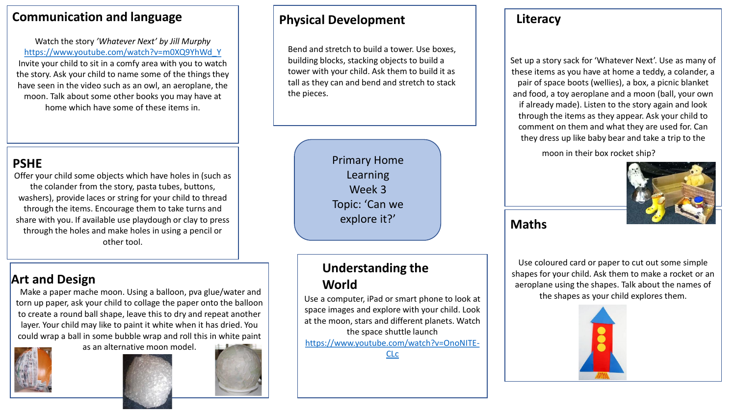# Primary Home Learning Week 3

Topic: 'Can we explore it?'

## Communication and language

Watch the story *'Whatever Next' by Jill Murphy*
https://www.youtube.com/watch?v=m0XQ9YhWd_Y
Invite your child to sit in a comfy area with you to watch the story. Ask your child to name some of the things they have seen in the video such as an owl, an aeroplane, the moon. Talk about some other books you may have at home which have some of these items in.

## PSHE

Offer your child some objects which have holes in (such as the colander from the story, pasta tubes, buttons, washers), provide laces or string for your child to thread through the items. Encourage them to take turns and share with you. If available use playdough or clay to press through the holes and make holes in using a pencil or other tool.

## Art and Design

Make a paper mache moon. Using a balloon, pva glue/water and torn up paper, ask your child to collage the paper onto the balloon to create a round ball shape, leave this to dry and repeat another layer. Your child may like to paint it white when it has dried. You could wrap a ball in some bubble wrap and roll this in white paint as an alternative moon model.

## Physical Development

Bend and stretch to build a tower. Use boxes, building blocks, stacking objects to build a tower with your child. Ask them to build it as tall as they can and bend and stretch to stack the pieces.

## Understanding the World

Use a computer, iPad or smart phone to look at space images and explore with your child. Look at the moon, stars and different planets. Watch the space shuttle launch
https://www.youtube.com/watch?v=OnoNITE-CLc

## Literacy

Set up a story sack for 'Whatever Next'. Use as many of these items as you have at home a teddy, a colander, a pair of space boots (wellies), a box, a picnic blanket and food, a toy aeroplane and a moon (ball, your own if already made). Listen to the story again and look through the items as they appear. Ask your child to comment on them and what they are used for. Can they dress up like baby bear and take a trip to the moon in their box rocket ship?

## Maths

Use coloured card or paper to cut out some simple shapes for your child. Ask them to make a rocket or an aeroplane using the shapes. Talk about the names of the shapes as your child explores them.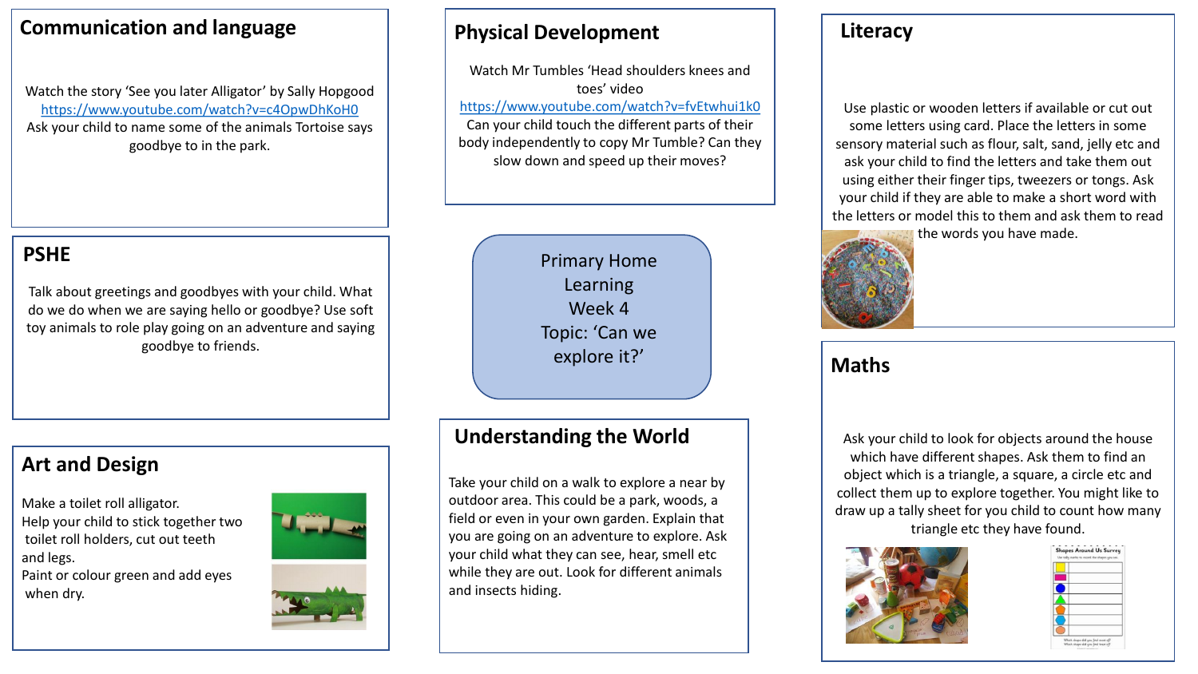# Primary Home Learning Week 4

Topic: 'Can we explore it?'

## Communication and language

Watch the story 'See you later Alligator' by Sally Hopgood
https://www.youtube.com/watch?v=c4OpwDhKoH0
Ask your child to name some of the animals Tortoise says goodbye to in the park.

## PSHE

Talk about greetings and goodbyes with your child. What do we do when we are saying hello or goodbye? Use soft toy animals to role play going on an adventure and saying goodbye to friends.

## Art and Design

Make a toilet roll alligator.
Help your child to stick together two toilet roll holders, cut out teeth and legs.
Paint or colour green and add eyes when dry.

## Physical Development

Watch Mr Tumbles 'Head shoulders knees and toes' video
https://www.youtube.com/watch?v=fvEtwhui1k0
Can your child touch the different parts of their body independently to copy Mr Tumble? Can they slow down and speed up their moves?

## Understanding the World

Take your child on a walk to explore a near by outdoor area. This could be a park, woods, a field or even in your own garden. Explain that you are going on an adventure to explore. Ask your child what they can see, hear, smell etc while they are out. Look for different animals and insects hiding.

## Literacy

Use plastic or wooden letters if available or cut out some letters using card. Place the letters in some sensory material such as flour, salt, sand, jelly etc and ask your child to find the letters and take them out using either their finger tips, tweezers or tongs. Ask your child if they are able to make a short word with the letters or model this to them and ask them to read the words you have made.

## Maths

Ask your child to look for objects around the house which have different shapes. Ask them to find an object which is a triangle, a square, a circle etc and collect them up to explore together. You might like to draw up a tally sheet for you child to count how many triangle etc they have found.